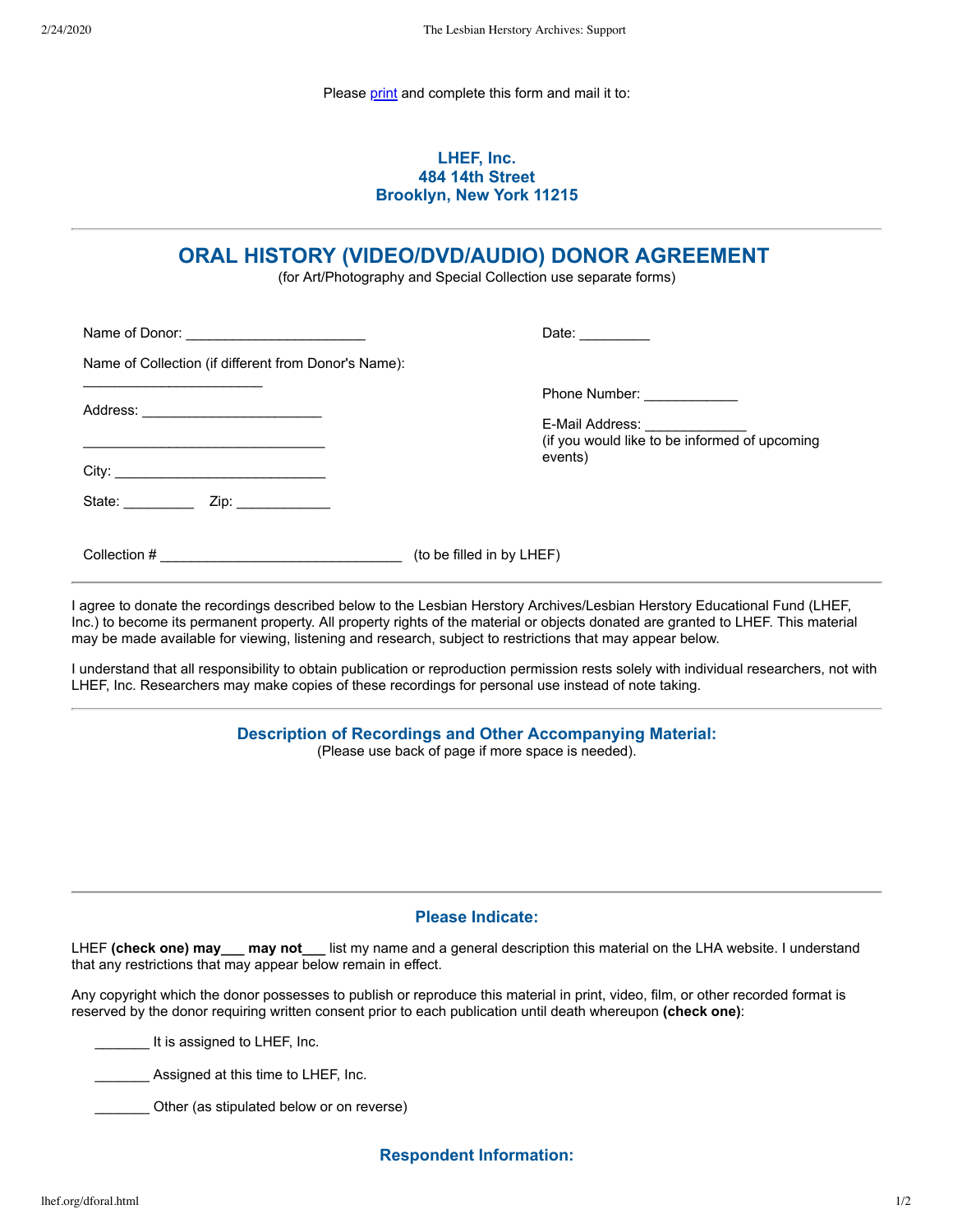Please print and complete this form and mail it to:

**LHEF, Inc.**
**484 14th Street**
**Brooklyn, New York 11215**

---

# ORAL HISTORY (VIDEO/DVD/AUDIO) DONOR AGREEMENT

(for Art/Photography and Special Collection use separate forms)

Name of Donor: ______________________

Date: _________

Name of Collection (if different from Donor's Name): ______________________

Address: ______________________

______________________________

Phone Number: ____________

E-Mail Address: _____________
(if you would like to be informed of upcoming events)

City: ___________________________

State: _________ Zip: ____________

Collection # ______________________________ (to be filled in by LHEF)

---

I agree to donate the recordings described below to the Lesbian Herstory Archives/Lesbian Herstory Educational Fund (LHEF, Inc.) to become its permanent property. All property rights of the material or objects donated are granted to LHEF. This material may be made available for viewing, listening and research, subject to restrictions that may appear below.

I understand that all responsibility to obtain publication or reproduction permission rests solely with individual researchers, not with LHEF, Inc. Researchers may make copies of these recordings for personal use instead of note taking.

---

## Description of Recordings and Other Accompanying Material:

(Please use back of page if more space is needed).

---

## Please Indicate:

LHEF **(check one) may___ may not___** list my name and a general description this material on the LHA website. I understand that any restrictions that may appear below remain in effect.

Any copyright which the donor possesses to publish or reproduce this material in print, video, film, or other recorded format is reserved by the donor requiring written consent prior to each publication until death whereupon **(check one)**:

_______ It is assigned to LHEF, Inc.

_______ Assigned at this time to LHEF, Inc.

_______ Other (as stipulated below or on reverse)

## Respondent Information: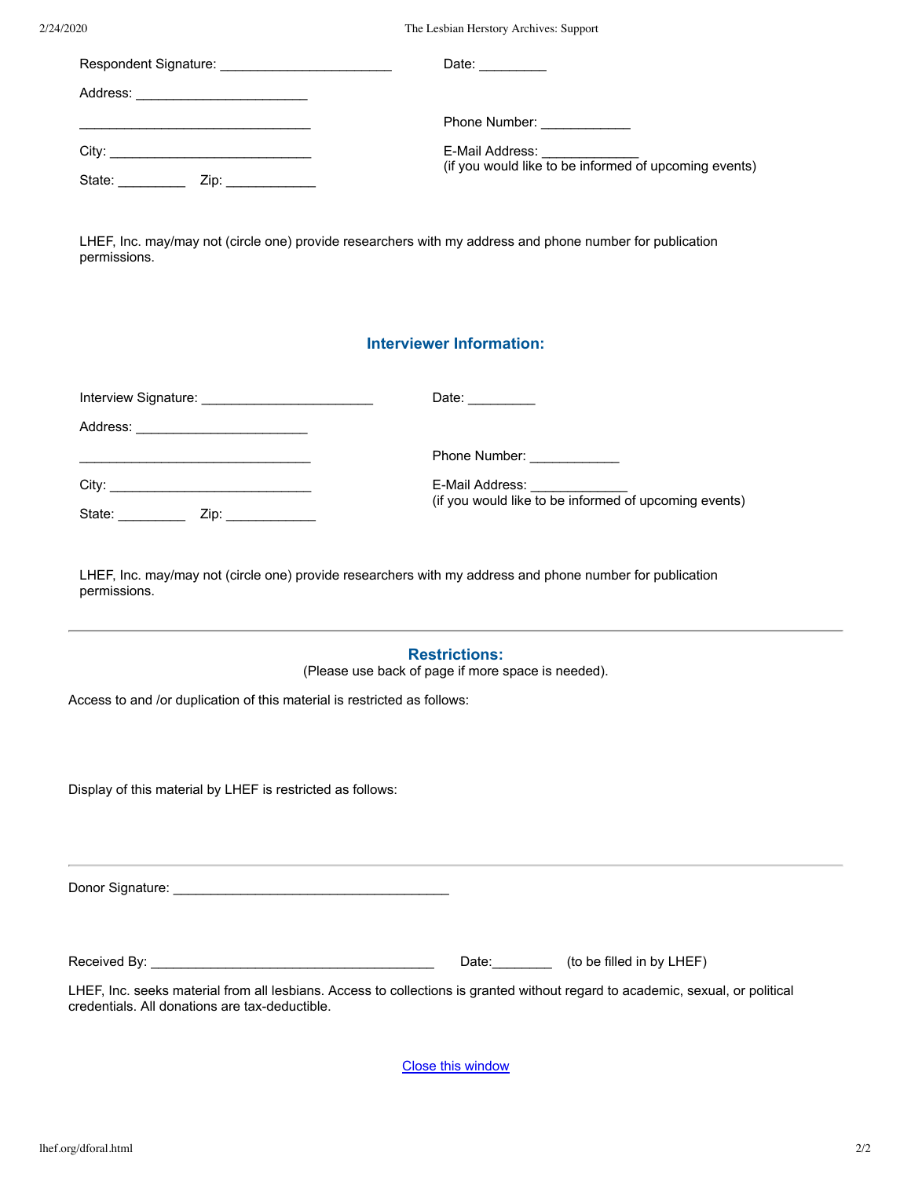Respondent Signature: ________________________ Date: _________

Address: ________________________

________________________________ Phone Number: ____________

City: ____________________________ E-Mail Address: _____________
(if you would like to be informed of upcoming events)

State: _________ Zip: ____________

LHEF, Inc. may/may not (circle one) provide researchers with my address and phone number for publication permissions.

## Interviewer Information:

Interview Signature: ________________________ Date: _________

Address: ________________________

________________________________ Phone Number: ____________

City: ____________________________ E-Mail Address: _____________
(if you would like to be informed of upcoming events)

State: _________ Zip: ____________

LHEF, Inc. may/may not (circle one) provide researchers with my address and phone number for publication permissions.

---

## Restrictions:

(Please use back of page if more space is needed).

Access to and /or duplication of this material is restricted as follows:

Display of this material by LHEF is restricted as follows:

---

Donor Signature: ______________________________________

Received By: ________________________________________ Date:________ (to be filled in by LHEF)

LHEF, Inc. seeks material from all lesbians. Access to collections is granted without regard to academic, sexual, or political credentials. All donations are tax-deductible.

Close this window